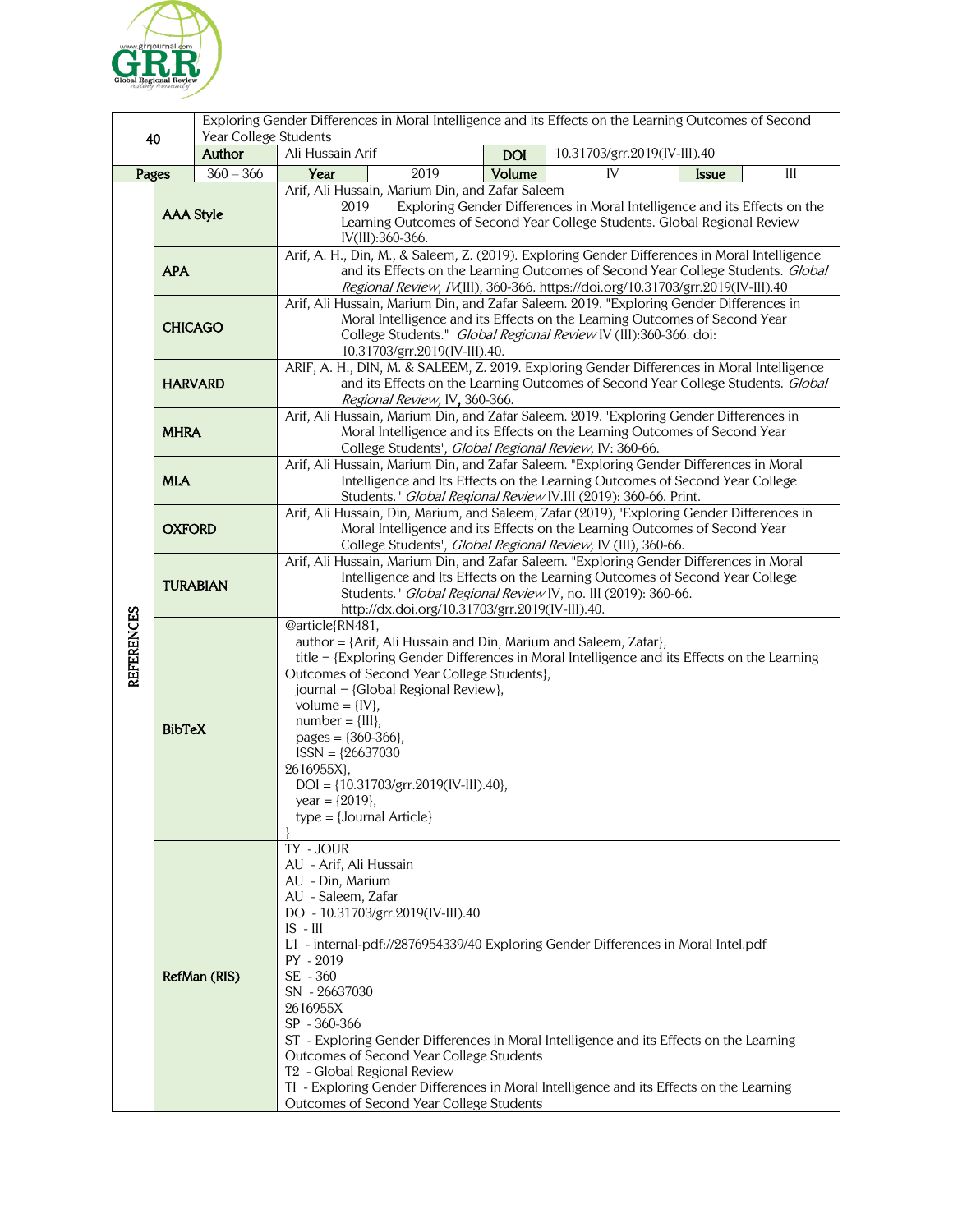| 40 | Exploring Gender Differences in Moral Intelligence and its Effects on the Learning Outcomes of Second Year College Students | | | | | | |
|---|---|---|---|---|---|---|---|
| | **Author** | Ali Hussain Arif | | **DOI** | 10.31703/grr.2019(IV-III).40 | | |
| **Pages** | 360 – 366 | **Year** | 2019 | **Volume** | IV | **Issue** | III |

**REFERENCES**

| Style | Reference |
|---|---|
| **AAA Style** | Arif, Ali Hussain, Marium Din, and Zafar Saleem 2019 Exploring Gender Differences in Moral Intelligence and its Effects on the Learning Outcomes of Second Year College Students. Global Regional Review IV(III):360-366. |
| **APA** | Arif, A. H., Din, M., & Saleem, Z. (2019). Exploring Gender Differences in Moral Intelligence and its Effects on the Learning Outcomes of Second Year College Students. *Global Regional Review, IV*(III), 360-366. https://doi.org/10.31703/grr.2019(IV-III).40 |
| **CHICAGO** | Arif, Ali Hussain, Marium Din, and Zafar Saleem. 2019. "Exploring Gender Differences in Moral Intelligence and its Effects on the Learning Outcomes of Second Year College Students." *Global Regional Review* IV (III):360-366. doi: 10.31703/grr.2019(IV-III).40. |
| **HARVARD** | ARIF, A. H., DIN, M. & SALEEM, Z. 2019. Exploring Gender Differences in Moral Intelligence and its Effects on the Learning Outcomes of Second Year College Students. *Global Regional Review,* IV, 360-366. |
| **MHRA** | Arif, Ali Hussain, Marium Din, and Zafar Saleem. 2019. 'Exploring Gender Differences in Moral Intelligence and its Effects on the Learning Outcomes of Second Year College Students', *Global Regional Review*, IV: 360-66. |
| **MLA** | Arif, Ali Hussain, Marium Din, and Zafar Saleem. "Exploring Gender Differences in Moral Intelligence and Its Effects on the Learning Outcomes of Second Year College Students." *Global Regional Review* IV.III (2019): 360-66. Print. |
| **OXFORD** | Arif, Ali Hussain, Din, Marium, and Saleem, Zafar (2019), 'Exploring Gender Differences in Moral Intelligence and its Effects on the Learning Outcomes of Second Year College Students', *Global Regional Review,* IV (III), 360-66. |
| **TURABIAN** | Arif, Ali Hussain, Marium Din, and Zafar Saleem. "Exploring Gender Differences in Moral Intelligence and Its Effects on the Learning Outcomes of Second Year College Students." *Global Regional Review* IV, no. III (2019): 360-66. http://dx.doi.org/10.31703/grr.2019(IV-III).40. |

**BibTeX**

```
@article{RN481,
  author = {Arif, Ali Hussain and Din, Marium and Saleem, Zafar},
  title = {Exploring Gender Differences in Moral Intelligence and its Effects on the Learning Outcomes of Second Year College Students},
  journal = {Global Regional Review},
  volume = {IV},
  number = {III},
  pages = {360-366},
  ISSN = {26637030
2616955X},
  DOI = {10.31703/grr.2019(IV-III).40},
  year = {2019},
  type = {Journal Article}
}
```

**RefMan (RIS)**

```
TY  - JOUR
AU  - Arif, Ali Hussain
AU  - Din, Marium
AU  - Saleem, Zafar
DO  - 10.31703/grr.2019(IV-III).40
IS  - III
L1  - internal-pdf://2876954339/40 Exploring Gender Differences in Moral Intel.pdf
PY  - 2019
SE  - 360
SN  - 26637030
2616955X
SP  - 360-366
ST  - Exploring Gender Differences in Moral Intelligence and its Effects on the Learning Outcomes of Second Year College Students
T2  - Global Regional Review
TI  - Exploring Gender Differences in Moral Intelligence and its Effects on the Learning Outcomes of Second Year College Students
```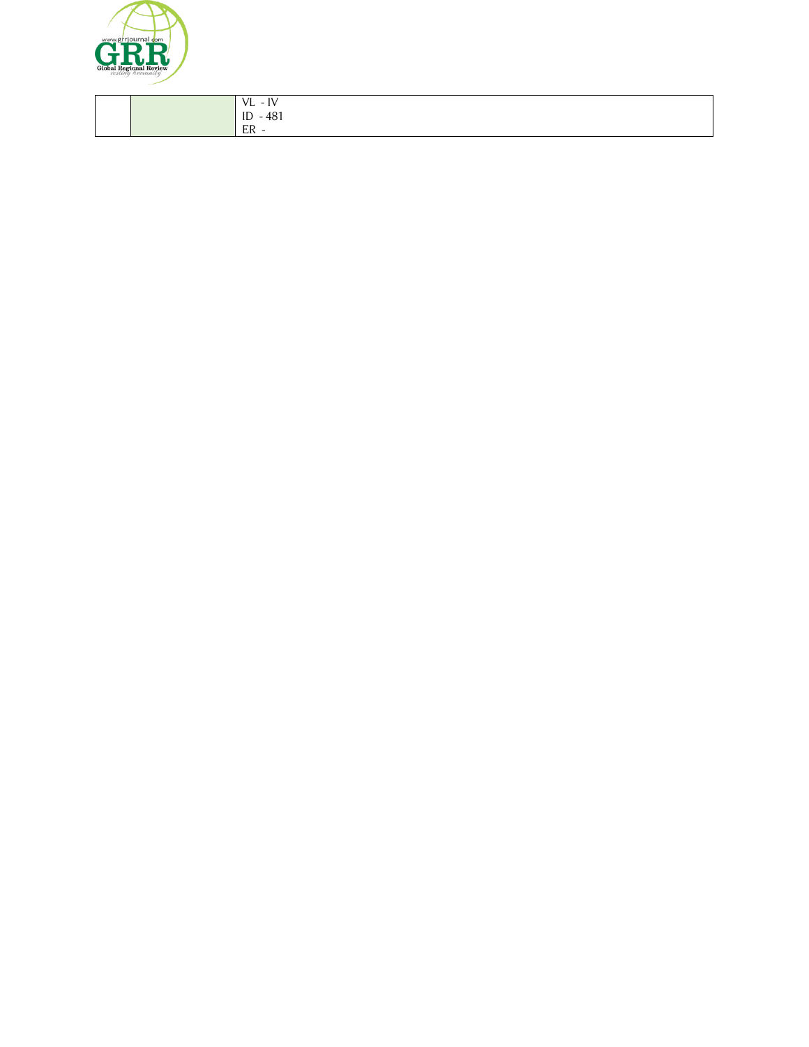| | | |
|---|---|---|
| | | VL - IV<br>ID - 481<br>ER - |